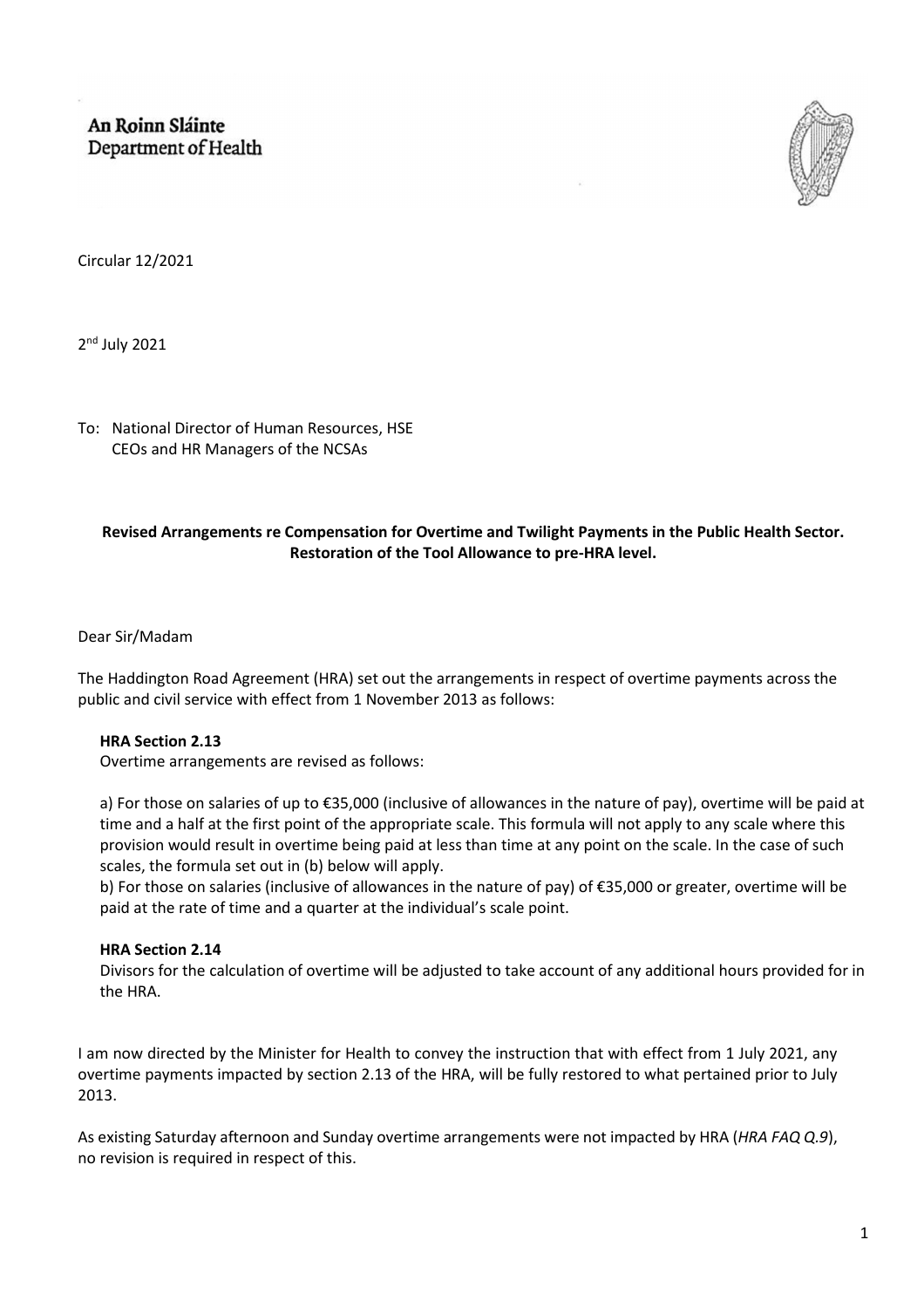An Roinn Sláinte
Department of Health

Circular 12/2021

2nd July 2021

To: National Director of Human Resources, HSE
CEOs and HR Managers of the NCSAs

**Revised Arrangements re Compensation for Overtime and Twilight Payments in the Public Health Sector. Restoration of the Tool Allowance to pre-HRA level.**

Dear Sir/Madam

The Haddington Road Agreement (HRA) set out the arrangements in respect of overtime payments across the public and civil service with effect from 1 November 2013 as follows:

**HRA Section 2.13**

Overtime arrangements are revised as follows:

a) For those on salaries of up to €35,000 (inclusive of allowances in the nature of pay), overtime will be paid at time and a half at the first point of the appropriate scale. This formula will not apply to any scale where this provision would result in overtime being paid at less than time at any point on the scale. In the case of such scales, the formula set out in (b) below will apply.

b) For those on salaries (inclusive of allowances in the nature of pay) of €35,000 or greater, overtime will be paid at the rate of time and a quarter at the individual's scale point.

**HRA Section 2.14**

Divisors for the calculation of overtime will be adjusted to take account of any additional hours provided for in the HRA.

I am now directed by the Minister for Health to convey the instruction that with effect from 1 July 2021, any overtime payments impacted by section 2.13 of the HRA, will be fully restored to what pertained prior to July 2013.

As existing Saturday afternoon and Sunday overtime arrangements were not impacted by HRA (*HRA FAQ Q.9*), no revision is required in respect of this.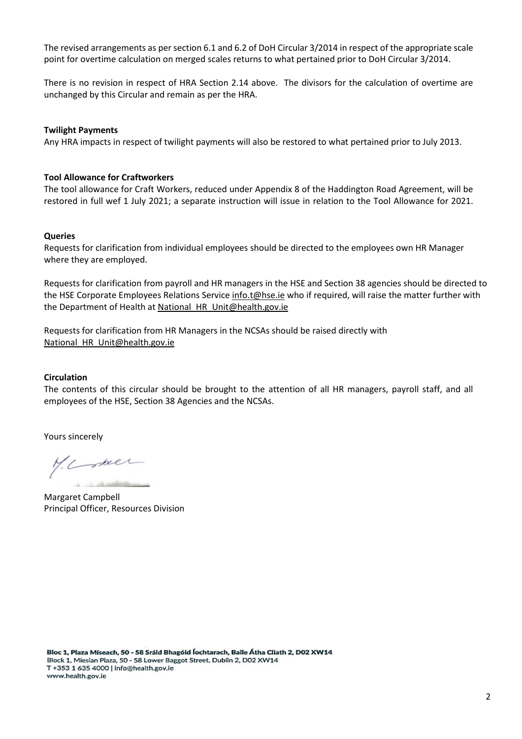The revised arrangements as per section 6.1 and 6.2 of DoH Circular 3/2014 in respect of the appropriate scale point for overtime calculation on merged scales returns to what pertained prior to DoH Circular 3/2014.

There is no revision in respect of HRA Section 2.14 above. The divisors for the calculation of overtime are unchanged by this Circular and remain as per the HRA.

**Twilight Payments**

Any HRA impacts in respect of twilight payments will also be restored to what pertained prior to July 2013.

**Tool Allowance for Craftworkers**

The tool allowance for Craft Workers, reduced under Appendix 8 of the Haddington Road Agreement, will be restored in full wef 1 July 2021; a separate instruction will issue in relation to the Tool Allowance for 2021.

**Queries**

Requests for clarification from individual employees should be directed to the employees own HR Manager where they are employed.

Requests for clarification from payroll and HR managers in the HSE and Section 38 agencies should be directed to the HSE Corporate Employees Relations Service info.t@hse.ie who if required, will raise the matter further with the Department of Health at National_HR_Unit@health.gov.ie

Requests for clarification from HR Managers in the NCSAs should be raised directly with National_HR_Unit@health.gov.ie

**Circulation**

The contents of this circular should be brought to the attention of all HR managers, payroll staff, and all employees of the HSE, Section 38 Agencies and the NCSAs.

Yours sincerely

Margaret Campbell
Principal Officer, Resources Division

Bloc 1, Plaza Míseach, 50 - 58 Sráid Bhagóid Íochtarach, Baile Átha Cliath 2, D02 XW14
Block 1, Miesian Plaza, 50 - 58 Lower Baggot Street, Dublin 2, D02 XW14
T +353 1 635 4000 | info@health.gov.ie
www.health.gov.ie